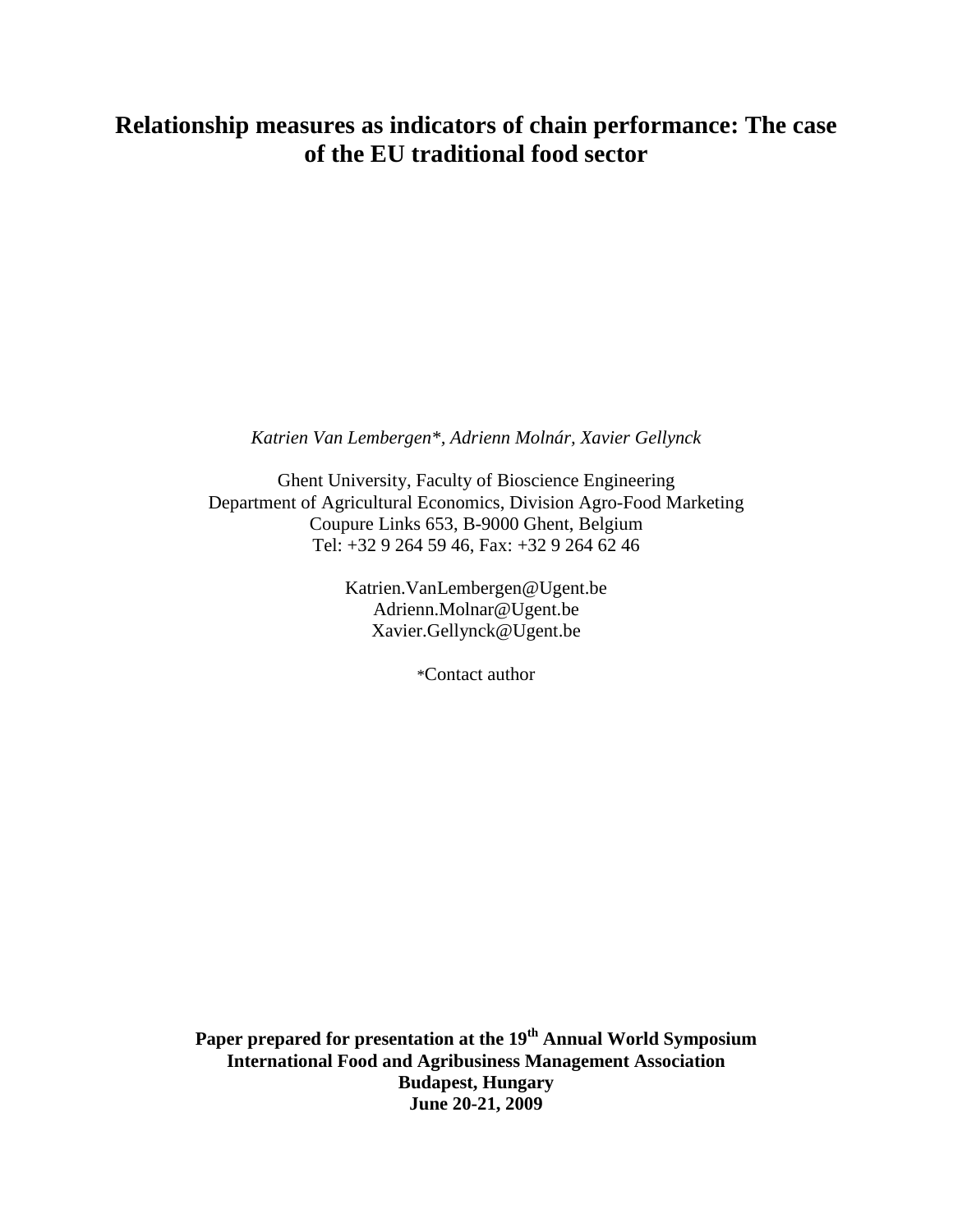# Relationship measures as indicators of chain performance: The case of the EU traditional food sector

*Katrien Van Lembergen\*, Adrienn Molnár, Xavier Gellynck*

Ghent University, Faculty of Bioscience Engineering
Department of Agricultural Economics, Division Agro-Food Marketing
Coupure Links 653, B-9000 Ghent, Belgium
Tel: +32 9 264 59 46, Fax: +32 9 264 62 46

Katrien.VanLembergen@Ugent.be
Adrienn.Molnar@Ugent.be
Xavier.Gellynck@Ugent.be

*Contact author

**Paper prepared for presentation at the 19th Annual World Symposium**
**International Food and Agribusiness Management Association**
**Budapest, Hungary**
**June 20-21, 2009**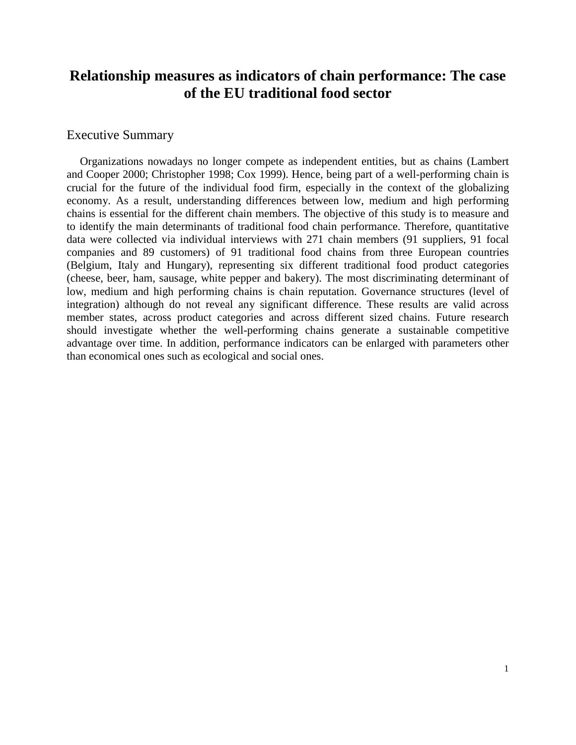# Relationship measures as indicators of chain performance: The case of the EU traditional food sector

## Executive Summary

Organizations nowadays no longer compete as independent entities, but as chains (Lambert and Cooper 2000; Christopher 1998; Cox 1999). Hence, being part of a well-performing chain is crucial for the future of the individual food firm, especially in the context of the globalizing economy. As a result, understanding differences between low, medium and high performing chains is essential for the different chain members. The objective of this study is to measure and to identify the main determinants of traditional food chain performance. Therefore, quantitative data were collected via individual interviews with 271 chain members (91 suppliers, 91 focal companies and 89 customers) of 91 traditional food chains from three European countries (Belgium, Italy and Hungary), representing six different traditional food product categories (cheese, beer, ham, sausage, white pepper and bakery). The most discriminating determinant of low, medium and high performing chains is chain reputation. Governance structures (level of integration) although do not reveal any significant difference. These results are valid across member states, across product categories and across different sized chains. Future research should investigate whether the well-performing chains generate a sustainable competitive advantage over time. In addition, performance indicators can be enlarged with parameters other than economical ones such as ecological and social ones.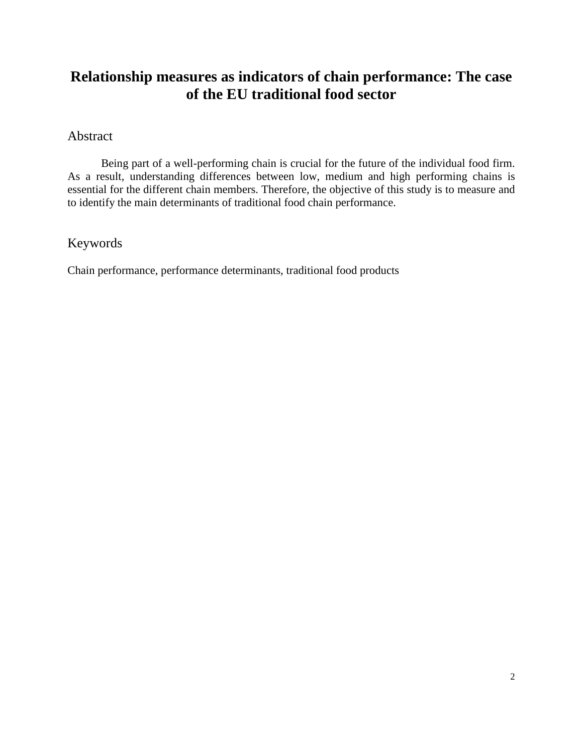# Relationship measures as indicators of chain performance: The case of the EU traditional food sector

## Abstract

Being part of a well-performing chain is crucial for the future of the individual food firm. As a result, understanding differences between low, medium and high performing chains is essential for the different chain members. Therefore, the objective of this study is to measure and to identify the main determinants of traditional food chain performance.

## Keywords

Chain performance, performance determinants, traditional food products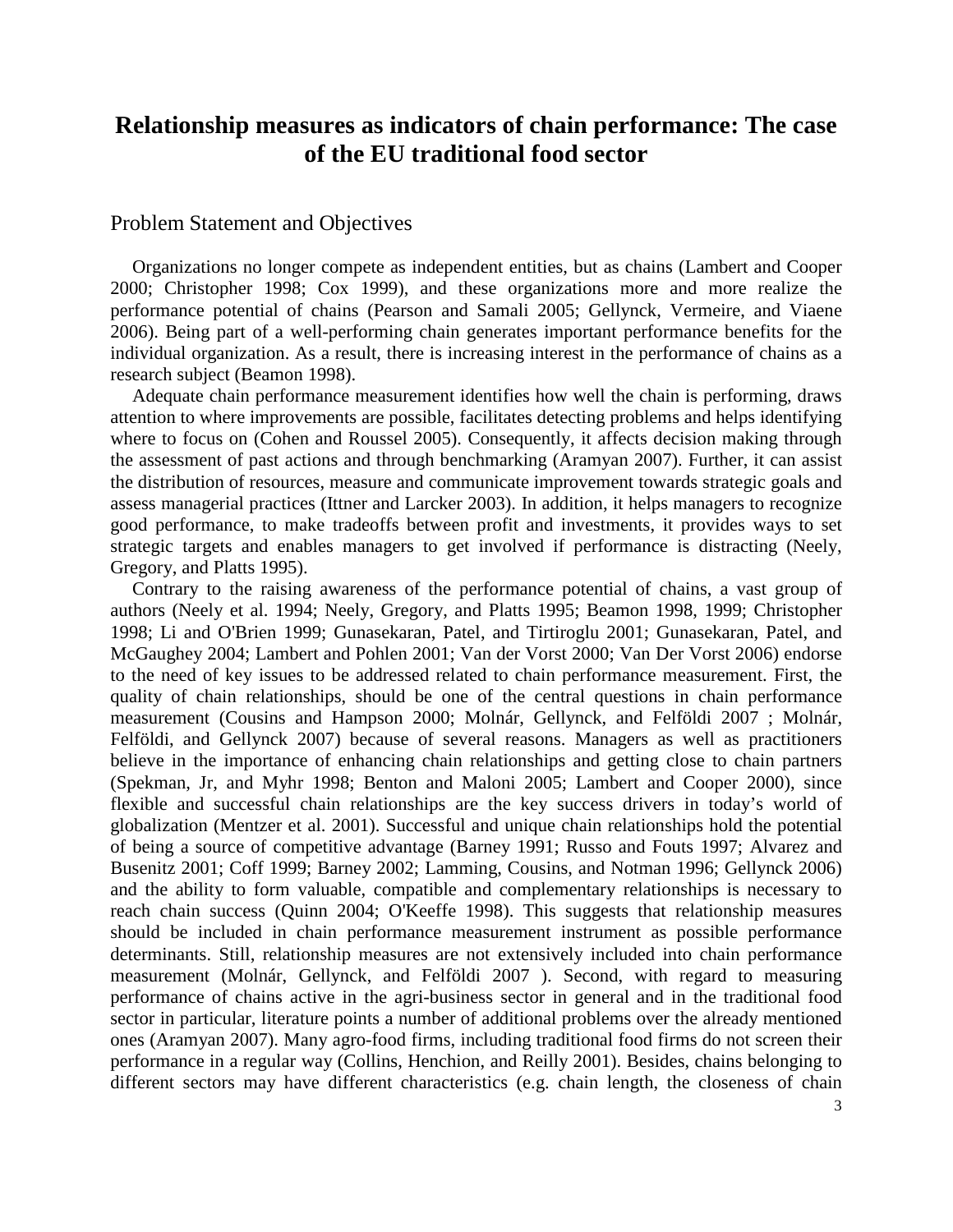# Relationship measures as indicators of chain performance: The case of the EU traditional food sector

## Problem Statement and Objectives

Organizations no longer compete as independent entities, but as chains (Lambert and Cooper 2000; Christopher 1998; Cox 1999), and these organizations more and more realize the performance potential of chains (Pearson and Samali 2005; Gellynck, Vermeire, and Viaene 2006). Being part of a well-performing chain generates important performance benefits for the individual organization. As a result, there is increasing interest in the performance of chains as a research subject (Beamon 1998).

Adequate chain performance measurement identifies how well the chain is performing, draws attention to where improvements are possible, facilitates detecting problems and helps identifying where to focus on (Cohen and Roussel 2005). Consequently, it affects decision making through the assessment of past actions and through benchmarking (Aramyan 2007). Further, it can assist the distribution of resources, measure and communicate improvement towards strategic goals and assess managerial practices (Ittner and Larcker 2003). In addition, it helps managers to recognize good performance, to make tradeoffs between profit and investments, it provides ways to set strategic targets and enables managers to get involved if performance is distracting (Neely, Gregory, and Platts 1995).

Contrary to the raising awareness of the performance potential of chains, a vast group of authors (Neely et al. 1994; Neely, Gregory, and Platts 1995; Beamon 1998, 1999; Christopher 1998; Li and O'Brien 1999; Gunasekaran, Patel, and Tirtiroglu 2001; Gunasekaran, Patel, and McGaughey 2004; Lambert and Pohlen 2001; Van der Vorst 2000; Van Der Vorst 2006) endorse to the need of key issues to be addressed related to chain performance measurement. First, the quality of chain relationships, should be one of the central questions in chain performance measurement (Cousins and Hampson 2000; Molnár, Gellynck, and Felföldi 2007 ; Molnár, Felföldi, and Gellynck 2007) because of several reasons. Managers as well as practitioners believe in the importance of enhancing chain relationships and getting close to chain partners (Spekman, Jr, and Myhr 1998; Benton and Maloni 2005; Lambert and Cooper 2000), since flexible and successful chain relationships are the key success drivers in today's world of globalization (Mentzer et al. 2001). Successful and unique chain relationships hold the potential of being a source of competitive advantage (Barney 1991; Russo and Fouts 1997; Alvarez and Busenitz 2001; Coff 1999; Barney 2002; Lamming, Cousins, and Notman 1996; Gellynck 2006) and the ability to form valuable, compatible and complementary relationships is necessary to reach chain success (Quinn 2004; O'Keeffe 1998). This suggests that relationship measures should be included in chain performance measurement instrument as possible performance determinants. Still, relationship measures are not extensively included into chain performance measurement (Molnár, Gellynck, and Felföldi 2007 ). Second, with regard to measuring performance of chains active in the agri-business sector in general and in the traditional food sector in particular, literature points a number of additional problems over the already mentioned ones (Aramyan 2007). Many agro-food firms, including traditional food firms do not screen their performance in a regular way (Collins, Henchion, and Reilly 2001). Besides, chains belonging to different sectors may have different characteristics (e.g. chain length, the closeness of chain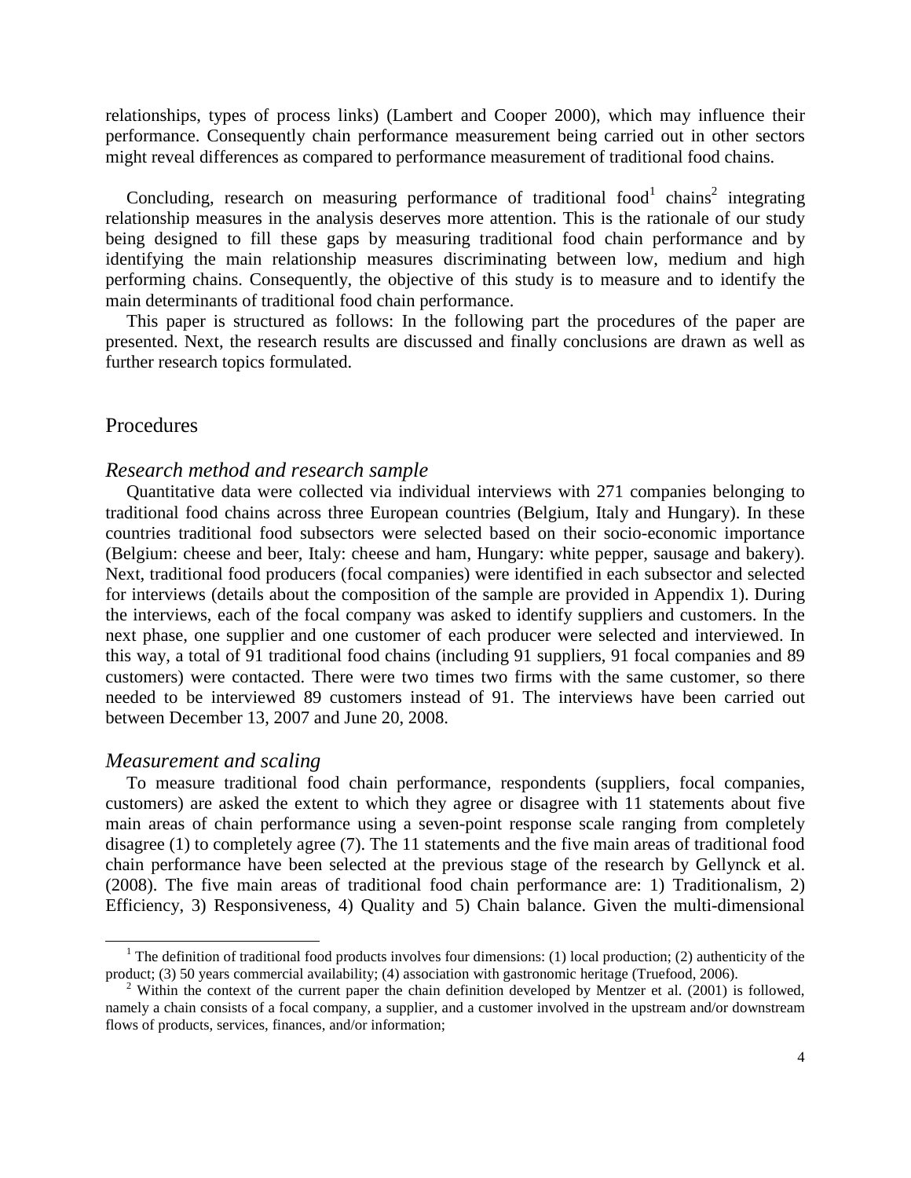relationships, types of process links) (Lambert and Cooper 2000), which may influence their performance. Consequently chain performance measurement being carried out in other sectors might reveal differences as compared to performance measurement of traditional food chains.

Concluding, research on measuring performance of traditional food[1] chains[2] integrating relationship measures in the analysis deserves more attention. This is the rationale of our study being designed to fill these gaps by measuring traditional food chain performance and by identifying the main relationship measures discriminating between low, medium and high performing chains. Consequently, the objective of this study is to measure and to identify the main determinants of traditional food chain performance.

This paper is structured as follows: In the following part the procedures of the paper are presented. Next, the research results are discussed and finally conclusions are drawn as well as further research topics formulated.

## Procedures

### *Research method and research sample*

Quantitative data were collected via individual interviews with 271 companies belonging to traditional food chains across three European countries (Belgium, Italy and Hungary). In these countries traditional food subsectors were selected based on their socio-economic importance (Belgium: cheese and beer, Italy: cheese and ham, Hungary: white pepper, sausage and bakery). Next, traditional food producers (focal companies) were identified in each subsector and selected for interviews (details about the composition of the sample are provided in Appendix 1). During the interviews, each of the focal company was asked to identify suppliers and customers. In the next phase, one supplier and one customer of each producer were selected and interviewed. In this way, a total of 91 traditional food chains (including 91 suppliers, 91 focal companies and 89 customers) were contacted. There were two times two firms with the same customer, so there needed to be interviewed 89 customers instead of 91. The interviews have been carried out between December 13, 2007 and June 20, 2008.

### *Measurement and scaling*

To measure traditional food chain performance, respondents (suppliers, focal companies, customers) are asked the extent to which they agree or disagree with 11 statements about five main areas of chain performance using a seven-point response scale ranging from completely disagree (1) to completely agree (7). The 11 statements and the five main areas of traditional food chain performance have been selected at the previous stage of the research by Gellynck et al. (2008). The five main areas of traditional food chain performance are: 1) Traditionalism, 2) Efficiency, 3) Responsiveness, 4) Quality and 5) Chain balance. Given the multi-dimensional

---

[1] The definition of traditional food products involves four dimensions: (1) local production; (2) authenticity of the product; (3) 50 years commercial availability; (4) association with gastronomic heritage (Truefood, 2006).

[2] Within the context of the current paper the chain definition developed by Mentzer et al. (2001) is followed, namely a chain consists of a focal company, a supplier, and a customer involved in the upstream and/or downstream flows of products, services, finances, and/or information;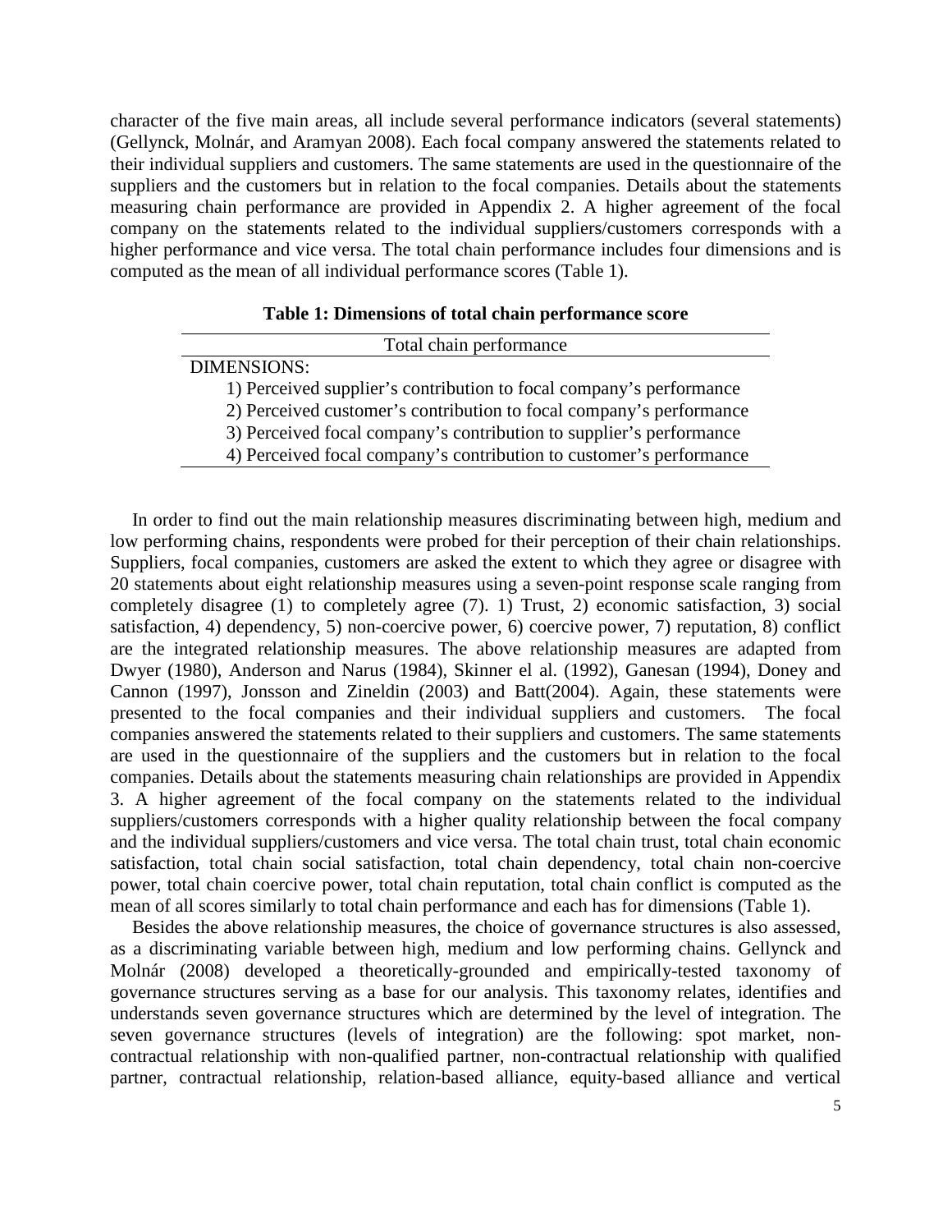character of the five main areas, all include several performance indicators (several statements) (Gellynck, Molnár, and Aramyan 2008). Each focal company answered the statements related to their individual suppliers and customers. The same statements are used in the questionnaire of the suppliers and the customers but in relation to the focal companies. Details about the statements measuring chain performance are provided in Appendix 2. A higher agreement of the focal company on the statements related to the individual suppliers/customers corresponds with a higher performance and vice versa. The total chain performance includes four dimensions and is computed as the mean of all individual performance scores (Table 1).

**Table 1: Dimensions of total chain performance score**

| Total chain performance |
|---|
| DIMENSIONS: |
| 1) Perceived supplier's contribution to focal company's performance |
| 2) Perceived customer's contribution to focal company's performance |
| 3) Perceived focal company's contribution to supplier's performance |
| 4) Perceived focal company's contribution to customer's performance |

In order to find out the main relationship measures discriminating between high, medium and low performing chains, respondents were probed for their perception of their chain relationships. Suppliers, focal companies, customers are asked the extent to which they agree or disagree with 20 statements about eight relationship measures using a seven-point response scale ranging from completely disagree (1) to completely agree (7). 1) Trust, 2) economic satisfaction, 3) social satisfaction, 4) dependency, 5) non-coercive power, 6) coercive power, 7) reputation, 8) conflict are the integrated relationship measures. The above relationship measures are adapted from Dwyer (1980), Anderson and Narus (1984), Skinner el al. (1992), Ganesan (1994), Doney and Cannon (1997), Jonsson and Zineldin (2003) and Batt(2004). Again, these statements were presented to the focal companies and their individual suppliers and customers. The focal companies answered the statements related to their suppliers and customers. The same statements are used in the questionnaire of the suppliers and the customers but in relation to the focal companies. Details about the statements measuring chain relationships are provided in Appendix 3. A higher agreement of the focal company on the statements related to the individual suppliers/customers corresponds with a higher quality relationship between the focal company and the individual suppliers/customers and vice versa. The total chain trust, total chain economic satisfaction, total chain social satisfaction, total chain dependency, total chain non-coercive power, total chain coercive power, total chain reputation, total chain conflict is computed as the mean of all scores similarly to total chain performance and each has for dimensions (Table 1).

Besides the above relationship measures, the choice of governance structures is also assessed, as a discriminating variable between high, medium and low performing chains. Gellynck and Molnár (2008) developed a theoretically-grounded and empirically-tested taxonomy of governance structures serving as a base for our analysis. This taxonomy relates, identifies and understands seven governance structures which are determined by the level of integration. The seven governance structures (levels of integration) are the following: spot market, non-contractual relationship with non-qualified partner, non-contractual relationship with qualified partner, contractual relationship, relation-based alliance, equity-based alliance and vertical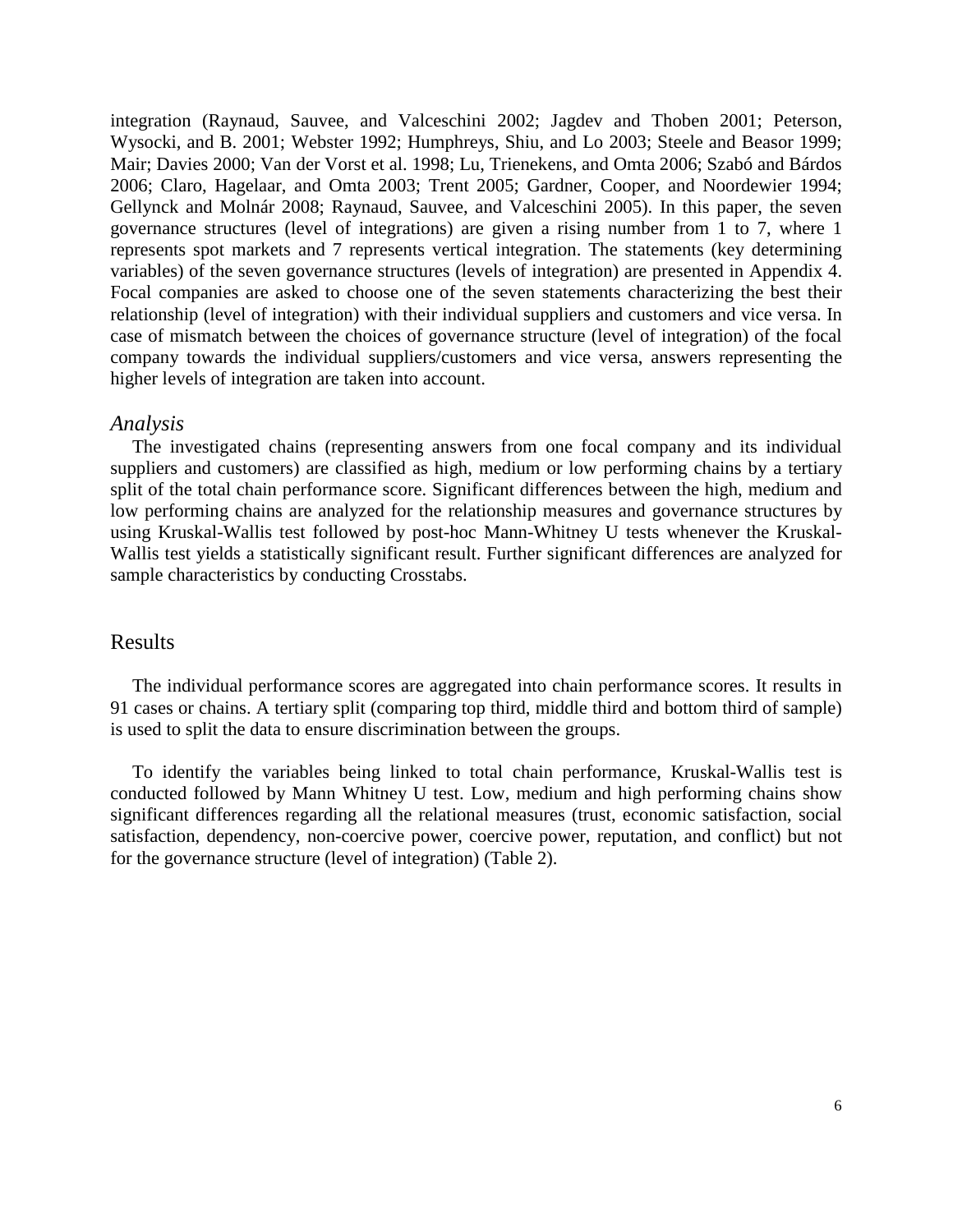integration (Raynaud, Sauvee, and Valceschini 2002; Jagdev and Thoben 2001; Peterson, Wysocki, and B. 2001; Webster 1992; Humphreys, Shiu, and Lo 2003; Steele and Beasor 1999; Mair; Davies 2000; Van der Vorst et al. 1998; Lu, Trienekens, and Omta 2006; Szabó and Bárdos 2006; Claro, Hagelaar, and Omta 2003; Trent 2005; Gardner, Cooper, and Noordewier 1994; Gellynck and Molnár 2008; Raynaud, Sauvee, and Valceschini 2005). In this paper, the seven governance structures (level of integrations) are given a rising number from 1 to 7, where 1 represents spot markets and 7 represents vertical integration. The statements (key determining variables) of the seven governance structures (levels of integration) are presented in Appendix 4. Focal companies are asked to choose one of the seven statements characterizing the best their relationship (level of integration) with their individual suppliers and customers and vice versa. In case of mismatch between the choices of governance structure (level of integration) of the focal company towards the individual suppliers/customers and vice versa, answers representing the higher levels of integration are taken into account.

### *Analysis*

The investigated chains (representing answers from one focal company and its individual suppliers and customers) are classified as high, medium or low performing chains by a tertiary split of the total chain performance score. Significant differences between the high, medium and low performing chains are analyzed for the relationship measures and governance structures by using Kruskal-Wallis test followed by post-hoc Mann-Whitney U tests whenever the Kruskal-Wallis test yields a statistically significant result. Further significant differences are analyzed for sample characteristics by conducting Crosstabs.

## Results

The individual performance scores are aggregated into chain performance scores. It results in 91 cases or chains. A tertiary split (comparing top third, middle third and bottom third of sample) is used to split the data to ensure discrimination between the groups.

To identify the variables being linked to total chain performance, Kruskal-Wallis test is conducted followed by Mann Whitney U test. Low, medium and high performing chains show significant differences regarding all the relational measures (trust, economic satisfaction, social satisfaction, dependency, non-coercive power, coercive power, reputation, and conflict) but not for the governance structure (level of integration) (Table 2).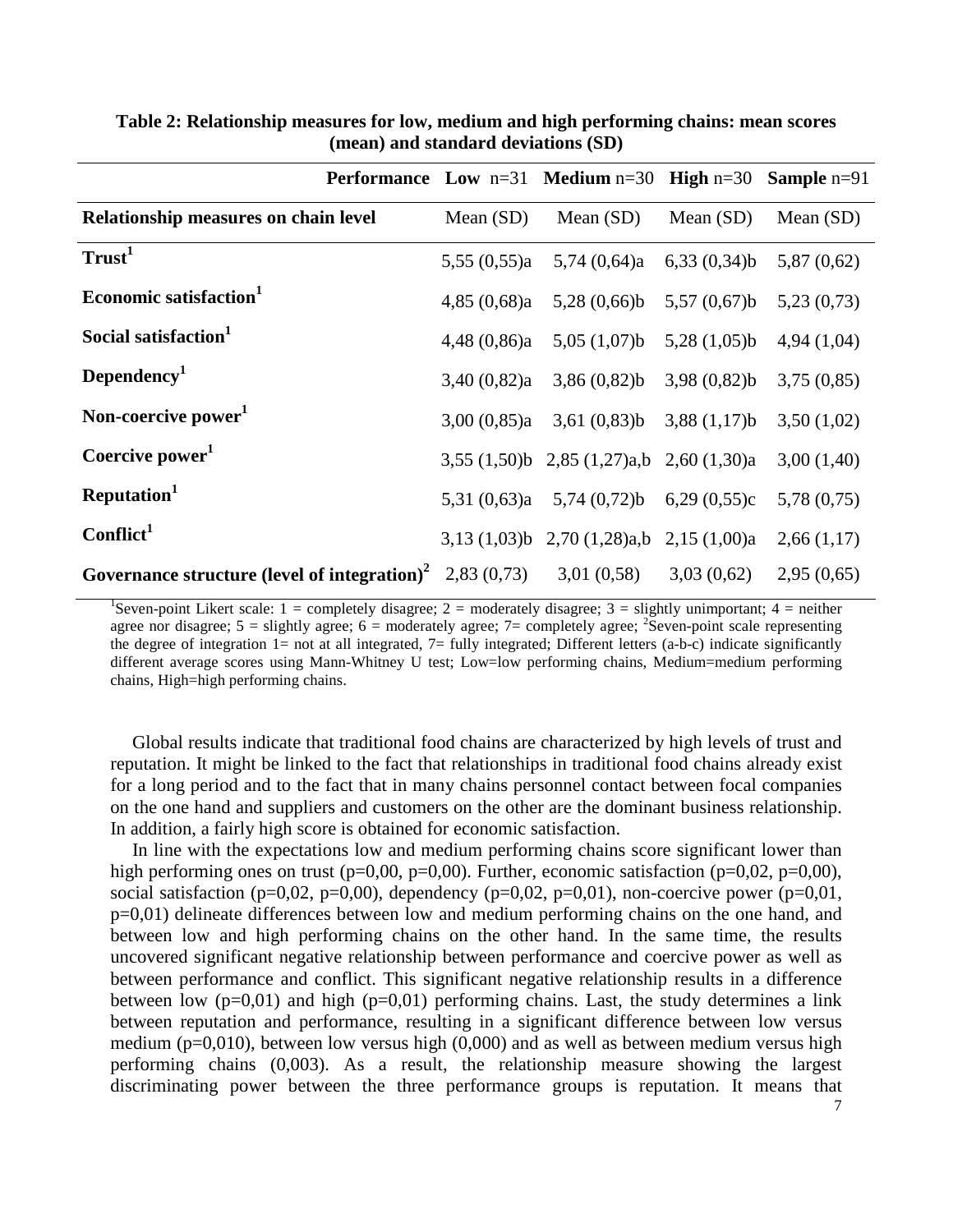**Table 2: Relationship measures for low, medium and high performing chains: mean scores (mean) and standard deviations (SD)**

| Performance | **Low** n=31 | **Medium** n=30 | **High** n=30 | **Sample** n=91 |
|---|---|---|---|---|
| **Relationship measures on chain level** | Mean (SD) | Mean (SD) | Mean (SD) | Mean (SD) |
| **Trust**[1] | 5,55 (0,55)a | 5,74 (0,64)a | 6,33 (0,34)b | 5,87 (0,62) |
| **Economic satisfaction**[1] | 4,85 (0,68)a | 5,28 (0,66)b | 5,57 (0,67)b | 5,23 (0,73) |
| **Social satisfaction**[1] | 4,48 (0,86)a | 5,05 (1,07)b | 5,28 (1,05)b | 4,94 (1,04) |
| **Dependency**[1] | 3,40 (0,82)a | 3,86 (0,82)b | 3,98 (0,82)b | 3,75 (0,85) |
| **Non-coercive power**[1] | 3,00 (0,85)a | 3,61 (0,83)b | 3,88 (1,17)b | 3,50 (1,02) |
| **Coercive power**[1] | 3,55 (1,50)b | 2,85 (1,27)a,b | 2,60 (1,30)a | 3,00 (1,40) |
| **Reputation**[1] | 5,31 (0,63)a | 5,74 (0,72)b | 6,29 (0,55)c | 5,78 (0,75) |
| **Conflict**[1] | 3,13 (1,03)b | 2,70 (1,28)a,b | 2,15 (1,00)a | 2,66 (1,17) |
| **Governance structure (level of integration)**[2] | 2,83 (0,73) | 3,01 (0,58) | 3,03 (0,62) | 2,95 (0,65) |

[1]Seven-point Likert scale: 1 = completely disagree; 2 = moderately disagree; 3 = slightly unimportant; 4 = neither agree nor disagree; 5 = slightly agree; 6 = moderately agree; 7= completely agree; [2]Seven-point scale representing the degree of integration 1= not at all integrated, 7= fully integrated; Different letters (a-b-c) indicate significantly different average scores using Mann-Whitney U test; Low=low performing chains, Medium=medium performing chains, High=high performing chains.

Global results indicate that traditional food chains are characterized by high levels of trust and reputation. It might be linked to the fact that relationships in traditional food chains already exist for a long period and to the fact that in many chains personnel contact between focal companies on the one hand and suppliers and customers on the other are the dominant business relationship. In addition, a fairly high score is obtained for economic satisfaction.

In line with the expectations low and medium performing chains score significant lower than high performing ones on trust (p=0,00, p=0,00). Further, economic satisfaction (p=0,02, p=0,00), social satisfaction (p=0,02, p=0,00), dependency (p=0,02, p=0,01), non-coercive power (p=0,01, p=0,01) delineate differences between low and medium performing chains on the one hand, and between low and high performing chains on the other hand. In the same time, the results uncovered significant negative relationship between performance and coercive power as well as between performance and conflict. This significant negative relationship results in a difference between low (p=0,01) and high (p=0,01) performing chains. Last, the study determines a link between reputation and performance, resulting in a significant difference between low versus medium (p=0,010), between low versus high (0,000) and as well as between medium versus high performing chains (0,003). As a result, the relationship measure showing the largest discriminating power between the three performance groups is reputation. It means that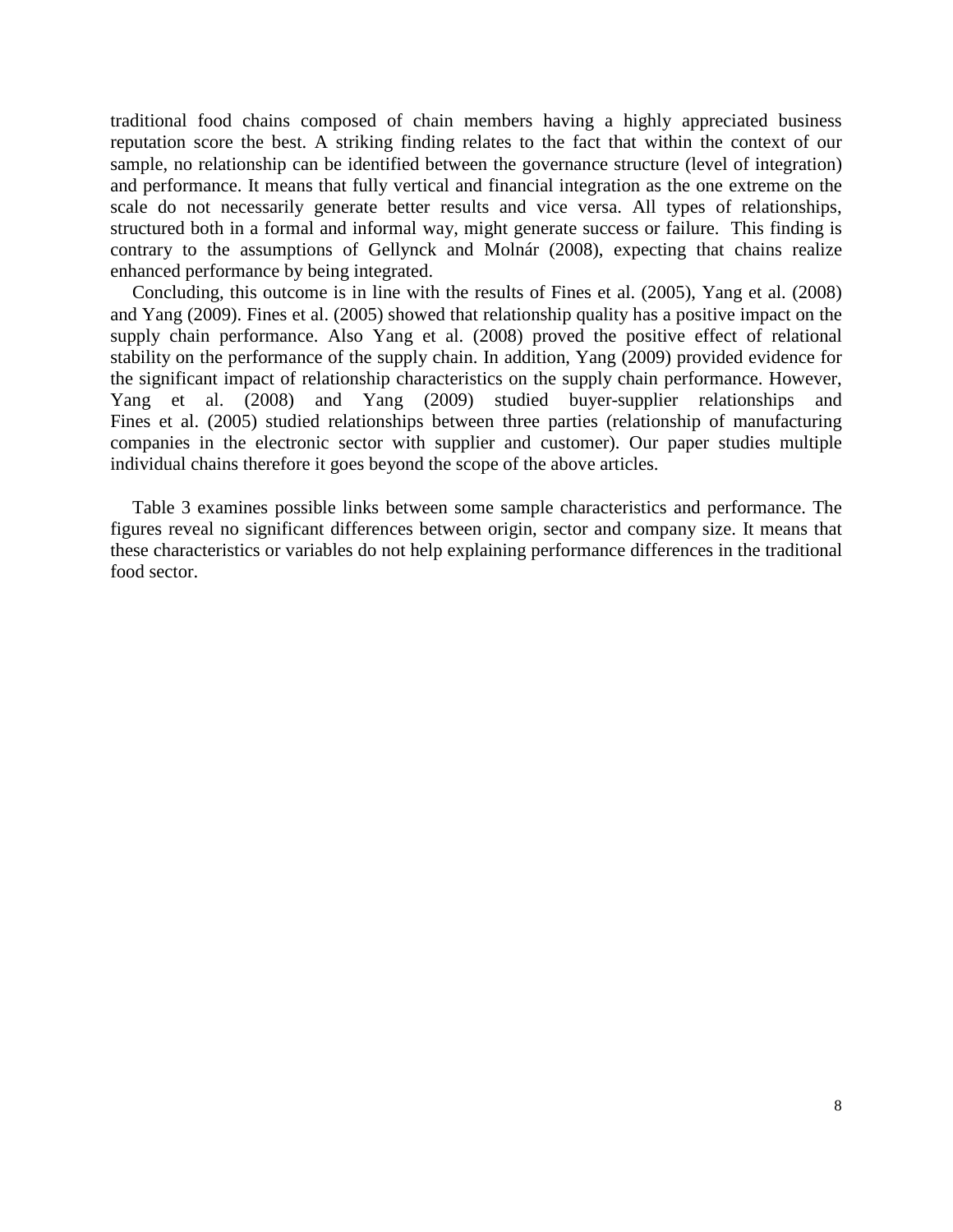traditional food chains composed of chain members having a highly appreciated business reputation score the best. A striking finding relates to the fact that within the context of our sample, no relationship can be identified between the governance structure (level of integration) and performance. It means that fully vertical and financial integration as the one extreme on the scale do not necessarily generate better results and vice versa. All types of relationships, structured both in a formal and informal way, might generate success or failure. This finding is contrary to the assumptions of Gellynck and Molnár (2008), expecting that chains realize enhanced performance by being integrated.

Concluding, this outcome is in line with the results of Fines et al. (2005), Yang et al. (2008) and Yang (2009). Fines et al. (2005) showed that relationship quality has a positive impact on the supply chain performance. Also Yang et al. (2008) proved the positive effect of relational stability on the performance of the supply chain. In addition, Yang (2009) provided evidence for the significant impact of relationship characteristics on the supply chain performance. However, Yang et al. (2008) and Yang (2009) studied buyer-supplier relationships and Fines et al. (2005) studied relationships between three parties (relationship of manufacturing companies in the electronic sector with supplier and customer). Our paper studies multiple individual chains therefore it goes beyond the scope of the above articles.

Table 3 examines possible links between some sample characteristics and performance. The figures reveal no significant differences between origin, sector and company size. It means that these characteristics or variables do not help explaining performance differences in the traditional food sector.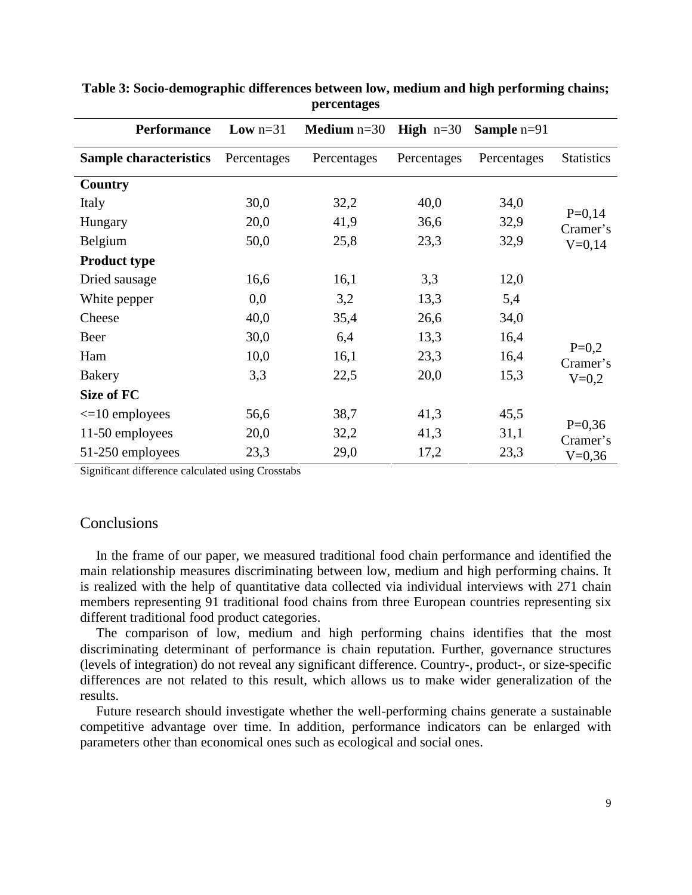**Table 3: Socio-demographic differences between low, medium and high performing chains; percentages**

| **Performance** | **Low** n=31 | **Medium** n=30 | **High** n=30 | **Sample** n=91 | |
|---|---|---|---|---|---|
| **Sample characteristics** | Percentages | Percentages | Percentages | Percentages | Statistics |
| **Country** | | | | | |
| Italy | 30,0 | 32,2 | 40,0 | 34,0 | P=0,14 Cramer's V=0,14 |
| Hungary | 20,0 | 41,9 | 36,6 | 32,9 | |
| Belgium | 50,0 | 25,8 | 23,3 | 32,9 | |
| **Product type** | | | | | |
| Dried sausage | 16,6 | 16,1 | 3,3 | 12,0 | P=0,2 Cramer's V=0,2 |
| White pepper | 0,0 | 3,2 | 13,3 | 5,4 | |
| Cheese | 40,0 | 35,4 | 26,6 | 34,0 | |
| Beer | 30,0 | 6,4 | 13,3 | 16,4 | |
| Ham | 10,0 | 16,1 | 23,3 | 16,4 | |
| Bakery | 3,3 | 22,5 | 20,0 | 15,3 | |
| **Size of FC** | | | | | |
| <=10 employees | 56,6 | 38,7 | 41,3 | 45,5 | P=0,36 Cramer's V=0,36 |
| 11-50 employees | 20,0 | 32,2 | 41,3 | 31,1 | |
| 51-250 employees | 23,3 | 29,0 | 17,2 | 23,3 | |

Significant difference calculated using Crosstabs

## Conclusions

In the frame of our paper, we measured traditional food chain performance and identified the main relationship measures discriminating between low, medium and high performing chains. It is realized with the help of quantitative data collected via individual interviews with 271 chain members representing 91 traditional food chains from three European countries representing six different traditional food product categories.

The comparison of low, medium and high performing chains identifies that the most discriminating determinant of performance is chain reputation. Further, governance structures (levels of integration) do not reveal any significant difference. Country-, product-, or size-specific differences are not related to this result, which allows us to make wider generalization of the results.

Future research should investigate whether the well-performing chains generate a sustainable competitive advantage over time. In addition, performance indicators can be enlarged with parameters other than economical ones such as ecological and social ones.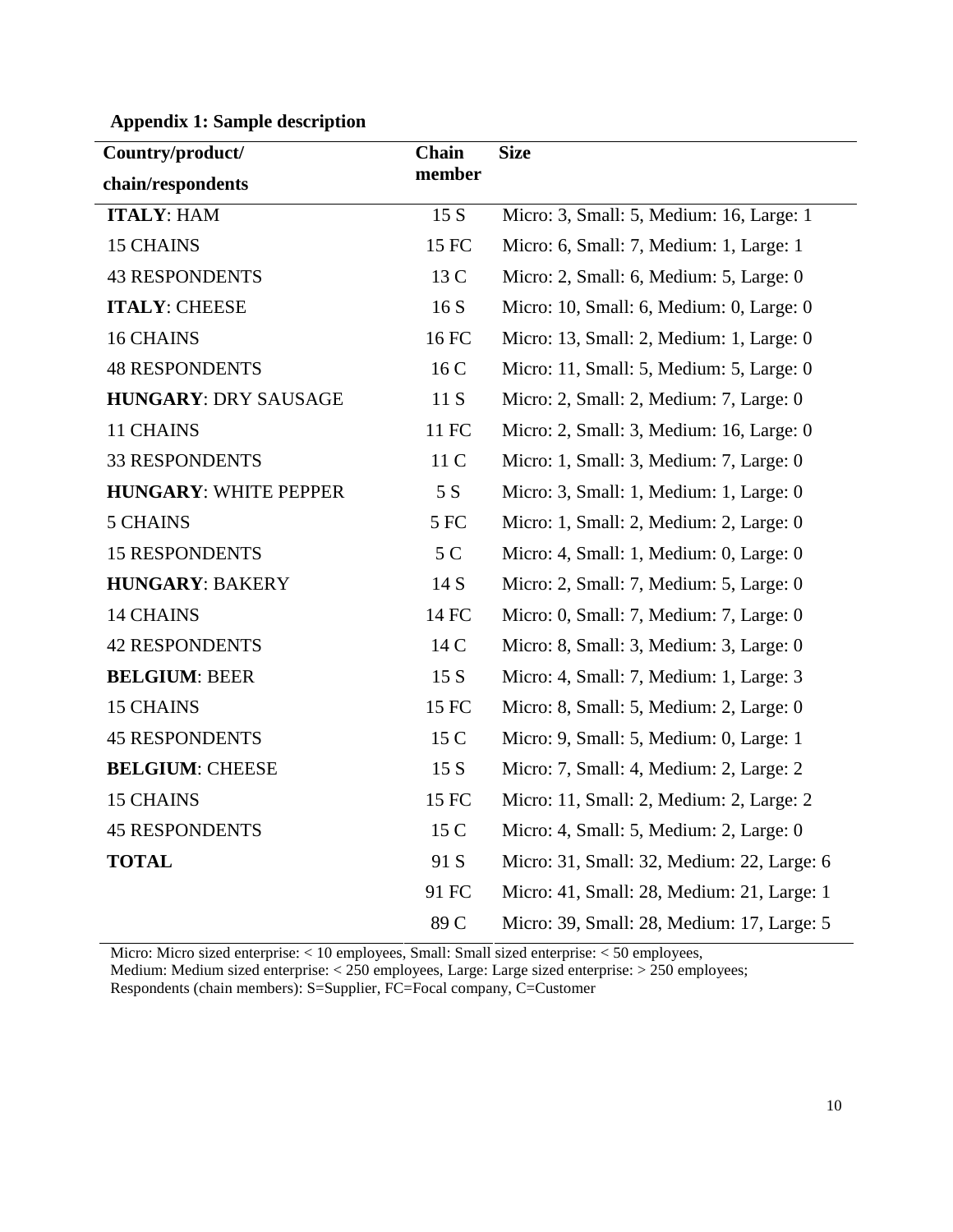**Appendix 1: Sample description**

| Country/product/ chain/respondents | Chain member | Size |
|---|---|---|
| **ITALY**: HAM | 15 S | Micro: 3, Small: 5, Medium: 16, Large: 1 |
| 15 CHAINS | 15 FC | Micro: 6, Small: 7, Medium: 1, Large: 1 |
| 43 RESPONDENTS | 13 C | Micro: 2, Small: 6, Medium: 5, Large: 0 |
| **ITALY**: CHEESE | 16 S | Micro: 10, Small: 6, Medium: 0, Large: 0 |
| 16 CHAINS | 16 FC | Micro: 13, Small: 2, Medium: 1, Large: 0 |
| 48 RESPONDENTS | 16 C | Micro: 11, Small: 5, Medium: 5, Large: 0 |
| **HUNGARY**: DRY SAUSAGE | 11 S | Micro: 2, Small: 2, Medium: 7, Large: 0 |
| 11 CHAINS | 11 FC | Micro: 2, Small: 3, Medium: 16, Large: 0 |
| 33 RESPONDENTS | 11 C | Micro: 1, Small: 3, Medium: 7, Large: 0 |
| **HUNGARY**: WHITE PEPPER | 5 S | Micro: 3, Small: 1, Medium: 1, Large: 0 |
| 5 CHAINS | 5 FC | Micro: 1, Small: 2, Medium: 2, Large: 0 |
| 15 RESPONDENTS | 5 C | Micro: 4, Small: 1, Medium: 0, Large: 0 |
| **HUNGARY**: BAKERY | 14 S | Micro: 2, Small: 7, Medium: 5, Large: 0 |
| 14 CHAINS | 14 FC | Micro: 0, Small: 7, Medium: 7, Large: 0 |
| 42 RESPONDENTS | 14 C | Micro: 8, Small: 3, Medium: 3, Large: 0 |
| **BELGIUM**: BEER | 15 S | Micro: 4, Small: 7, Medium: 1, Large: 3 |
| 15 CHAINS | 15 FC | Micro: 8, Small: 5, Medium: 2, Large: 0 |
| 45 RESPONDENTS | 15 C | Micro: 9, Small: 5, Medium: 0, Large: 1 |
| **BELGIUM**: CHEESE | 15 S | Micro: 7, Small: 4, Medium: 2, Large: 2 |
| 15 CHAINS | 15 FC | Micro: 11, Small: 2, Medium: 2, Large: 2 |
| 45 RESPONDENTS | 15 C | Micro: 4, Small: 5, Medium: 2, Large: 0 |
| **TOTAL** | 91 S | Micro: 31, Small: 32, Medium: 22, Large: 6 |
| | 91 FC | Micro: 41, Small: 28, Medium: 21, Large: 1 |
| | 89 C | Micro: 39, Small: 28, Medium: 17, Large: 5 |

Micro: Micro sized enterprise: < 10 employees, Small: Small sized enterprise: < 50 employees,
Medium: Medium sized enterprise: < 250 employees, Large: Large sized enterprise: > 250 employees;
Respondents (chain members): S=Supplier, FC=Focal company, C=Customer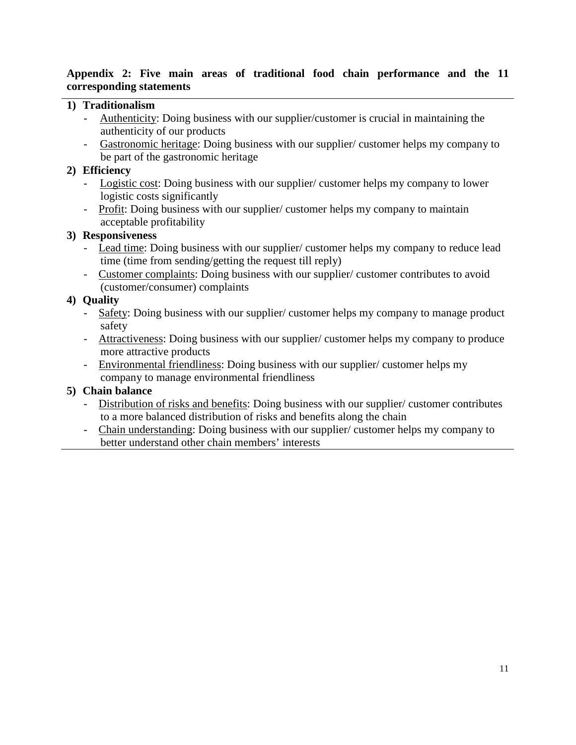**Appendix 2: Five main areas of traditional food chain performance and the 11 corresponding statements**

1) **Traditionalism**
   - Authenticity: Doing business with our supplier/customer is crucial in maintaining the authenticity of our products
   - Gastronomic heritage: Doing business with our supplier/ customer helps my company to be part of the gastronomic heritage
2) **Efficiency**
   - Logistic cost: Doing business with our supplier/ customer helps my company to lower logistic costs significantly
   - Profit: Doing business with our supplier/ customer helps my company to maintain acceptable profitability
3) **Responsiveness**
   - Lead time: Doing business with our supplier/ customer helps my company to reduce lead time (time from sending/getting the request till reply)
   - Customer complaints: Doing business with our supplier/ customer contributes to avoid (customer/consumer) complaints
4) **Quality**
   - Safety: Doing business with our supplier/ customer helps my company to manage product safety
   - Attractiveness: Doing business with our supplier/ customer helps my company to produce more attractive products
   - Environmental friendliness: Doing business with our supplier/ customer helps my company to manage environmental friendliness
5) **Chain balance**
   - Distribution of risks and benefits: Doing business with our supplier/ customer contributes to a more balanced distribution of risks and benefits along the chain
   - Chain understanding: Doing business with our supplier/ customer helps my company to better understand other chain members' interests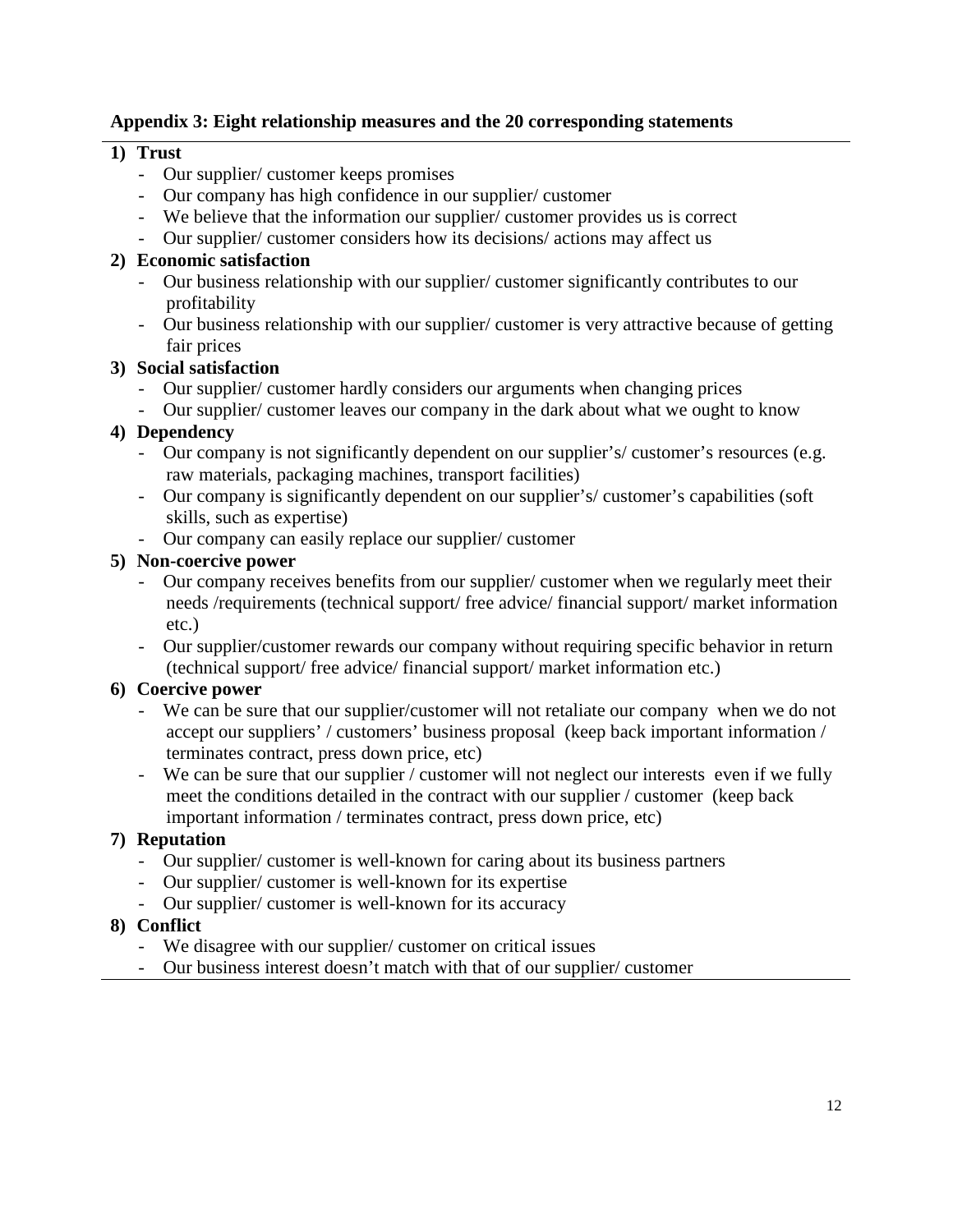**Appendix 3: Eight relationship measures and the 20 corresponding statements**

1) **Trust**
   - Our supplier/ customer keeps promises
   - Our company has high confidence in our supplier/ customer
   - We believe that the information our supplier/ customer provides us is correct
   - Our supplier/ customer considers how its decisions/ actions may affect us
2) **Economic satisfaction**
   - Our business relationship with our supplier/ customer significantly contributes to our profitability
   - Our business relationship with our supplier/ customer is very attractive because of getting fair prices
3) **Social satisfaction**
   - Our supplier/ customer hardly considers our arguments when changing prices
   - Our supplier/ customer leaves our company in the dark about what we ought to know
4) **Dependency**
   - Our company is not significantly dependent on our supplier's/ customer's resources (e.g. raw materials, packaging machines, transport facilities)
   - Our company is significantly dependent on our supplier's/ customer's capabilities (soft skills, such as expertise)
   - Our company can easily replace our supplier/ customer
5) **Non-coercive power**
   - Our company receives benefits from our supplier/ customer when we regularly meet their needs /requirements (technical support/ free advice/ financial support/ market information etc.)
   - Our supplier/customer rewards our company without requiring specific behavior in return (technical support/ free advice/ financial support/ market information etc.)
6) **Coercive power**
   - We can be sure that our supplier/customer will not retaliate our company when we do not accept our suppliers' / customers' business proposal (keep back important information / terminates contract, press down price, etc)
   - We can be sure that our supplier / customer will not neglect our interests even if we fully meet the conditions detailed in the contract with our supplier / customer (keep back important information / terminates contract, press down price, etc)
7) **Reputation**
   - Our supplier/ customer is well-known for caring about its business partners
   - Our supplier/ customer is well-known for its expertise
   - Our supplier/ customer is well-known for its accuracy
8) **Conflict**
   - We disagree with our supplier/ customer on critical issues
   - Our business interest doesn't match with that of our supplier/ customer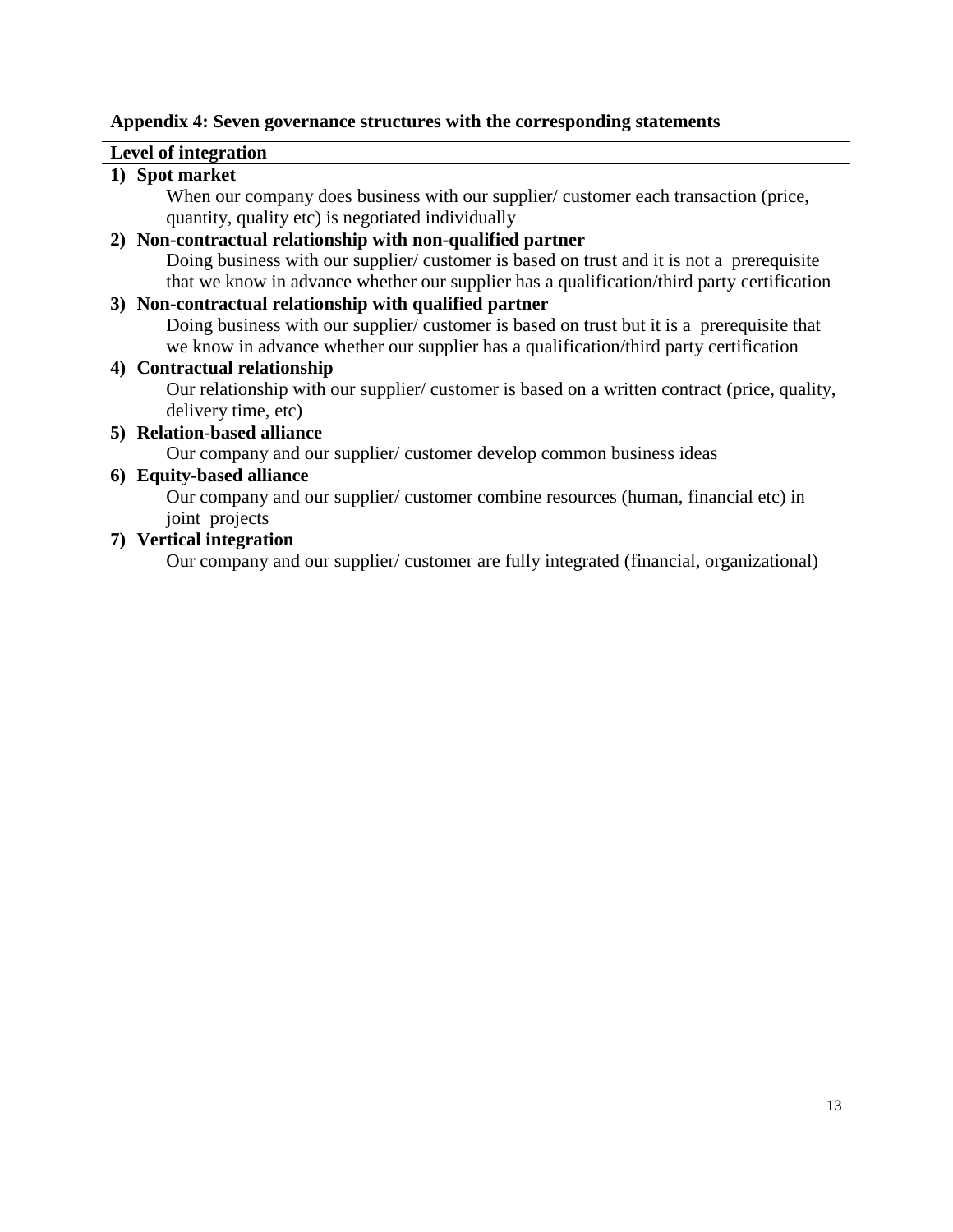**Appendix 4: Seven governance structures with the corresponding statements**

**Level of integration**

1) **Spot market**

   When our company does business with our supplier/ customer each transaction (price, quantity, quality etc) is negotiated individually

2) **Non-contractual relationship with non-qualified partner**

   Doing business with our supplier/ customer is based on trust and it is not a prerequisite that we know in advance whether our supplier has a qualification/third party certification

3) **Non-contractual relationship with qualified partner**

   Doing business with our supplier/ customer is based on trust but it is a prerequisite that we know in advance whether our supplier has a qualification/third party certification

4) **Contractual relationship**

   Our relationship with our supplier/ customer is based on a written contract (price, quality, delivery time, etc)

5) **Relation-based alliance**

   Our company and our supplier/ customer develop common business ideas

6) **Equity-based alliance**

   Our company and our supplier/ customer combine resources (human, financial etc) in joint projects

7) **Vertical integration**

   Our company and our supplier/ customer are fully integrated (financial, organizational)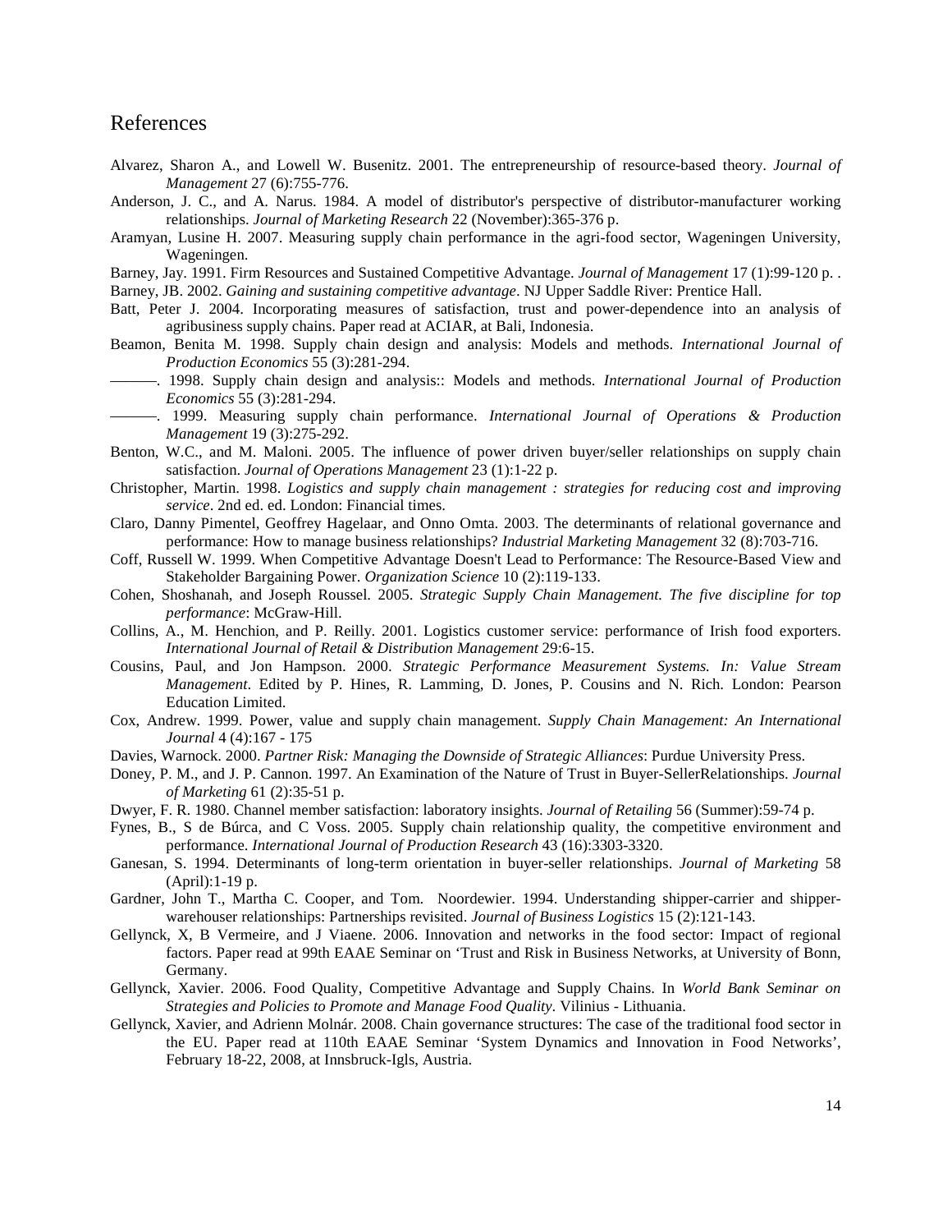## References

Alvarez, Sharon A., and Lowell W. Busenitz. 2001. The entrepreneurship of resource-based theory. *Journal of Management* 27 (6):755-776.

Anderson, J. C., and A. Narus. 1984. A model of distributor's perspective of distributor-manufacturer working relationships. *Journal of Marketing Research* 22 (November):365-376 p.

Aramyan, Lusine H. 2007. Measuring supply chain performance in the agri-food sector, Wageningen University, Wageningen.

Barney, Jay. 1991. Firm Resources and Sustained Competitive Advantage. *Journal of Management* 17 (1):99-120 p. .

Barney, JB. 2002. *Gaining and sustaining competitive advantage*. NJ Upper Saddle River: Prentice Hall.

Batt, Peter J. 2004. Incorporating measures of satisfaction, trust and power-dependence into an analysis of agribusiness supply chains. Paper read at ACIAR, at Bali, Indonesia.

Beamon, Benita M. 1998. Supply chain design and analysis: Models and methods. *International Journal of Production Economics* 55 (3):281-294.

———. 1998. Supply chain design and analysis:: Models and methods. *International Journal of Production Economics* 55 (3):281-294.

———. 1999. Measuring supply chain performance. *International Journal of Operations & Production Management* 19 (3):275-292.

Benton, W.C., and M. Maloni. 2005. The influence of power driven buyer/seller relationships on supply chain satisfaction. *Journal of Operations Management* 23 (1):1-22 p.

Christopher, Martin. 1998. *Logistics and supply chain management : strategies for reducing cost and improving service*. 2nd ed. ed. London: Financial times.

Claro, Danny Pimentel, Geoffrey Hagelaar, and Onno Omta. 2003. The determinants of relational governance and performance: How to manage business relationships? *Industrial Marketing Management* 32 (8):703-716.

Coff, Russell W. 1999. When Competitive Advantage Doesn't Lead to Performance: The Resource-Based View and Stakeholder Bargaining Power. *Organization Science* 10 (2):119-133.

Cohen, Shoshanah, and Joseph Roussel. 2005. *Strategic Supply Chain Management. The five discipline for top performance*: McGraw-Hill.

Collins, A., M. Henchion, and P. Reilly. 2001. Logistics customer service: performance of Irish food exporters. *International Journal of Retail & Distribution Management* 29:6-15.

Cousins, Paul, and Jon Hampson. 2000. *Strategic Performance Measurement Systems. In: Value Stream Management*. Edited by P. Hines, R. Lamming, D. Jones, P. Cousins and N. Rich. London: Pearson Education Limited.

Cox, Andrew. 1999. Power, value and supply chain management. *Supply Chain Management: An International Journal* 4 (4):167 - 175

Davies, Warnock. 2000. *Partner Risk: Managing the Downside of Strategic Alliances*: Purdue University Press.

Doney, P. M., and J. P. Cannon. 1997. An Examination of the Nature of Trust in Buyer-SellerRelationships. *Journal of Marketing* 61 (2):35-51 p.

Dwyer, F. R. 1980. Channel member satisfaction: laboratory insights. *Journal of Retailing* 56 (Summer):59-74 p.

Fynes, B., S de Búrca, and C Voss. 2005. Supply chain relationship quality, the competitive environment and performance. *International Journal of Production Research* 43 (16):3303-3320.

Ganesan, S. 1994. Determinants of long-term orientation in buyer-seller relationships. *Journal of Marketing* 58 (April):1-19 p.

Gardner, John T., Martha C. Cooper, and Tom. Noordewier. 1994. Understanding shipper-carrier and shipper-warehouser relationships: Partnerships revisited. *Journal of Business Logistics* 15 (2):121-143.

Gellynck, X, B Vermeire, and J Viaene. 2006. Innovation and networks in the food sector: Impact of regional factors. Paper read at 99th EAAE Seminar on 'Trust and Risk in Business Networks, at University of Bonn, Germany.

Gellynck, Xavier. 2006. Food Quality, Competitive Advantage and Supply Chains. In *World Bank Seminar on Strategies and Policies to Promote and Manage Food Quality*. Vilinius - Lithuania.

Gellynck, Xavier, and Adrienn Molnár. 2008. Chain governance structures: The case of the traditional food sector in the EU. Paper read at 110th EAAE Seminar 'System Dynamics and Innovation in Food Networks', February 18-22, 2008, at Innsbruck-Igls, Austria.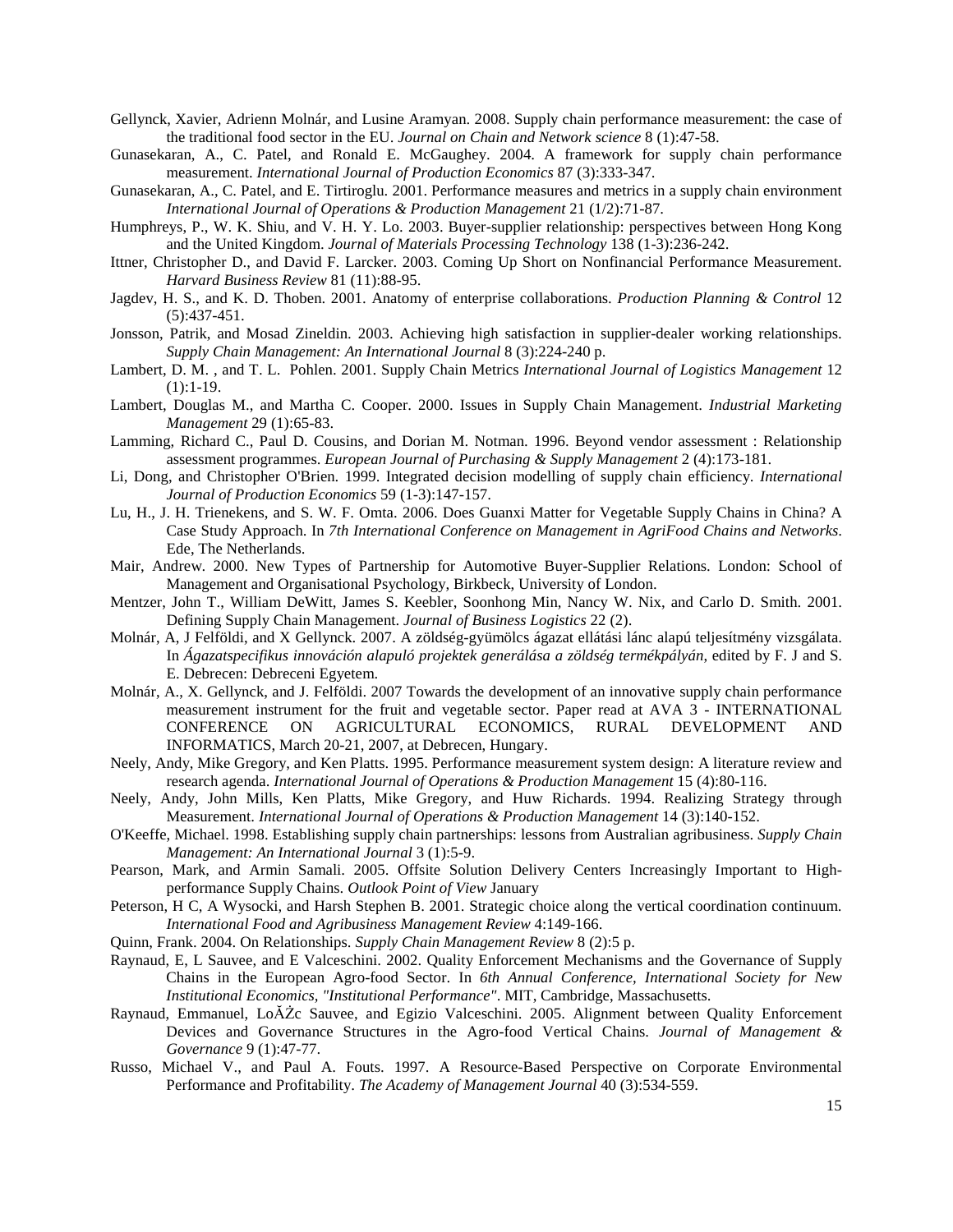Gellynck, Xavier, Adrienn Molnár, and Lusine Aramyan. 2008. Supply chain performance measurement: the case of the traditional food sector in the EU. *Journal on Chain and Network science* 8 (1):47-58.

Gunasekaran, A., C. Patel, and Ronald E. McGaughey. 2004. A framework for supply chain performance measurement. *International Journal of Production Economics* 87 (3):333-347.

Gunasekaran, A., C. Patel, and E. Tirtiroglu. 2001. Performance measures and metrics in a supply chain environment *International Journal of Operations & Production Management* 21 (1/2):71-87.

Humphreys, P., W. K. Shiu, and V. H. Y. Lo. 2003. Buyer-supplier relationship: perspectives between Hong Kong and the United Kingdom. *Journal of Materials Processing Technology* 138 (1-3):236-242.

Ittner, Christopher D., and David F. Larcker. 2003. Coming Up Short on Nonfinancial Performance Measurement. *Harvard Business Review* 81 (11):88-95.

Jagdev, H. S., and K. D. Thoben. 2001. Anatomy of enterprise collaborations. *Production Planning & Control* 12 (5):437-451.

Jonsson, Patrik, and Mosad Zineldin. 2003. Achieving high satisfaction in supplier-dealer working relationships. *Supply Chain Management: An International Journal* 8 (3):224-240 p.

Lambert, D. M. , and T. L. Pohlen. 2001. Supply Chain Metrics *International Journal of Logistics Management* 12 (1):1-19.

Lambert, Douglas M., and Martha C. Cooper. 2000. Issues in Supply Chain Management. *Industrial Marketing Management* 29 (1):65-83.

Lamming, Richard C., Paul D. Cousins, and Dorian M. Notman. 1996. Beyond vendor assessment : Relationship assessment programmes. *European Journal of Purchasing & Supply Management* 2 (4):173-181.

Li, Dong, and Christopher O'Brien. 1999. Integrated decision modelling of supply chain efficiency. *International Journal of Production Economics* 59 (1-3):147-157.

Lu, H., J. H. Trienekens, and S. W. F. Omta. 2006. Does Guanxi Matter for Vegetable Supply Chains in China? A Case Study Approach. In *7th International Conference on Management in AgriFood Chains and Networks*. Ede, The Netherlands.

Mair, Andrew. 2000. New Types of Partnership for Automotive Buyer-Supplier Relations. London: School of Management and Organisational Psychology, Birkbeck, University of London.

Mentzer, John T., William DeWitt, James S. Keebler, Soonhong Min, Nancy W. Nix, and Carlo D. Smith. 2001. Defining Supply Chain Management. *Journal of Business Logistics* 22 (2).

Molnár, A, J Felföldi, and X Gellynck. 2007. A zöldség-gyümölcs ágazat ellátási lánc alapú teljesítmény vizsgálata. In *Ágazatspecifikus innováción alapuló projektek generálása a zöldség termékpályán*, edited by F. J and S. E. Debrecen: Debreceni Egyetem.

Molnár, A., X. Gellynck, and J. Felföldi. 2007 Towards the development of an innovative supply chain performance measurement instrument for the fruit and vegetable sector. Paper read at AVA 3 - INTERNATIONAL CONFERENCE ON AGRICULTURAL ECONOMICS, RURAL DEVELOPMENT AND INFORMATICS, March 20-21, 2007, at Debrecen, Hungary.

Neely, Andy, Mike Gregory, and Ken Platts. 1995. Performance measurement system design: A literature review and research agenda. *International Journal of Operations & Production Management* 15 (4):80-116.

Neely, Andy, John Mills, Ken Platts, Mike Gregory, and Huw Richards. 1994. Realizing Strategy through Measurement. *International Journal of Operations & Production Management* 14 (3):140-152.

O'Keeffe, Michael. 1998. Establishing supply chain partnerships: lessons from Australian agribusiness. *Supply Chain Management: An International Journal* 3 (1):5-9.

Pearson, Mark, and Armin Samali. 2005. Offsite Solution Delivery Centers Increasingly Important to High-performance Supply Chains. *Outlook Point of View* January

Peterson, H C, A Wysocki, and Harsh Stephen B. 2001. Strategic choice along the vertical coordination continuum. *International Food and Agribusiness Management Review* 4:149-166.

Quinn, Frank. 2004. On Relationships. *Supply Chain Management Review* 8 (2):5 p.

Raynaud, E, L Sauvee, and E Valceschini. 2002. Quality Enforcement Mechanisms and the Governance of Supply Chains in the European Agro-food Sector. In *6th Annual Conference, International Society for New Institutional Economics, "Institutional Performance"*. MIT, Cambridge, Massachusetts.

Raynaud, Emmanuel, LoĂŻc Sauvee, and Egizio Valceschini. 2005. Alignment between Quality Enforcement Devices and Governance Structures in the Agro-food Vertical Chains. *Journal of Management & Governance* 9 (1):47-77.

Russo, Michael V., and Paul A. Fouts. 1997. A Resource-Based Perspective on Corporate Environmental Performance and Profitability. *The Academy of Management Journal* 40 (3):534-559.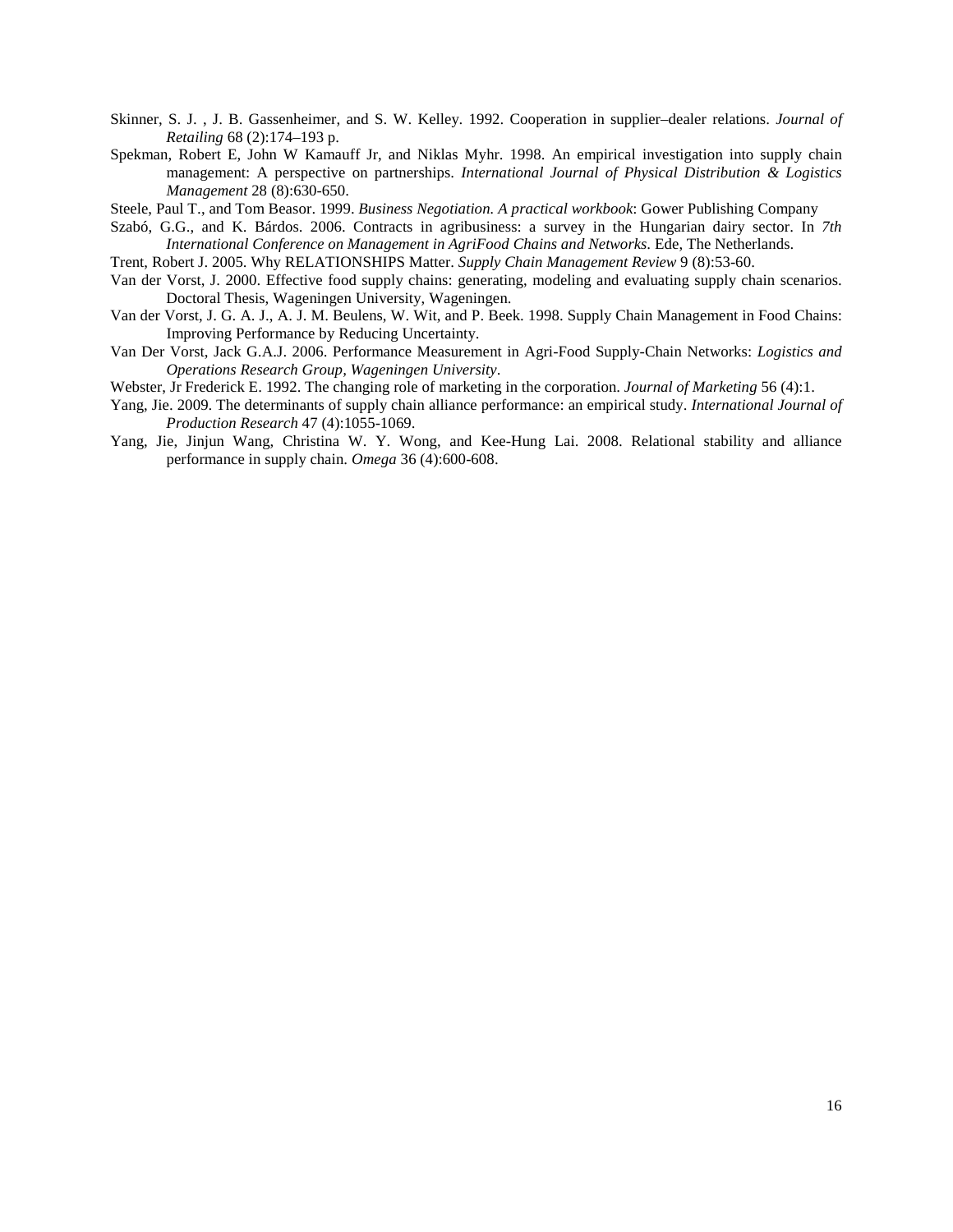Skinner, S. J. , J. B. Gassenheimer, and S. W. Kelley. 1992. Cooperation in supplier–dealer relations. *Journal of Retailing* 68 (2):174–193 p.

Spekman, Robert E, John W Kamauff Jr, and Niklas Myhr. 1998. An empirical investigation into supply chain management: A perspective on partnerships. *International Journal of Physical Distribution & Logistics Management* 28 (8):630-650.

Steele, Paul T., and Tom Beasor. 1999. *Business Negotiation. A practical workbook*: Gower Publishing Company

Szabó, G.G., and K. Bárdos. 2006. Contracts in agribusiness: a survey in the Hungarian dairy sector. In *7th International Conference on Management in AgriFood Chains and Networks*. Ede, The Netherlands.

Trent, Robert J. 2005. Why RELATIONSHIPS Matter. *Supply Chain Management Review* 9 (8):53-60.

Van der Vorst, J. 2000. Effective food supply chains: generating, modeling and evaluating supply chain scenarios. Doctoral Thesis, Wageningen University, Wageningen.

Van der Vorst, J. G. A. J., A. J. M. Beulens, W. Wit, and P. Beek. 1998. Supply Chain Management in Food Chains: Improving Performance by Reducing Uncertainty.

Van Der Vorst, Jack G.A.J. 2006. Performance Measurement in Agri-Food Supply-Chain Networks: *Logistics and Operations Research Group, Wageningen University*.

Webster, Jr Frederick E. 1992. The changing role of marketing in the corporation. *Journal of Marketing* 56 (4):1.

Yang, Jie. 2009. The determinants of supply chain alliance performance: an empirical study. *International Journal of Production Research* 47 (4):1055-1069.

Yang, Jie, Jinjun Wang, Christina W. Y. Wong, and Kee-Hung Lai. 2008. Relational stability and alliance performance in supply chain. *Omega* 36 (4):600-608.